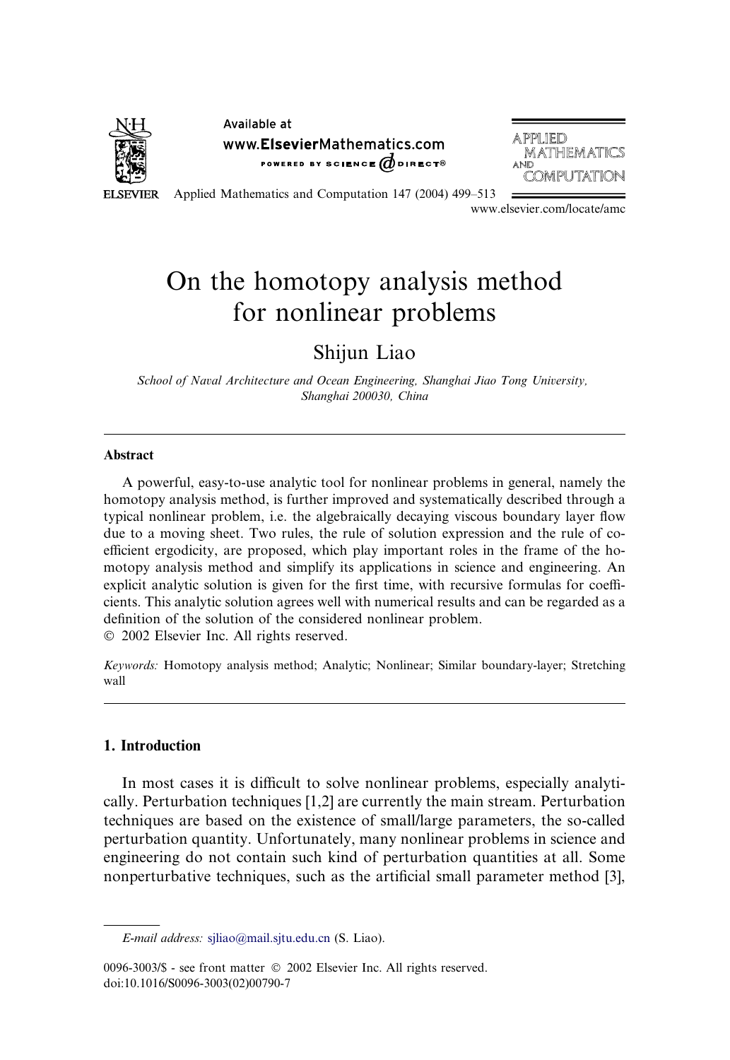# On the homotopy analysis method for nonlinear problems

Shijun Liao

*School of Naval Architecture and Ocean Engineering, Shanghai Jiao Tong University, Shanghai 200030, China*

## Abstract

A powerful, easy-to-use analytic tool for nonlinear problems in general, namely the homotopy analysis method, is further improved and systematically described through a typical nonlinear problem, i.e. the algebraically decaying viscous boundary layer flow due to a moving sheet. Two rules, the rule of solution expression and the rule of coefficient ergodicity, are proposed, which play important roles in the frame of the homotopy analysis method and simplify its applications in science and engineering. An explicit analytic solution is given for the first time, with recursive formulas for coefficients. This analytic solution agrees well with numerical results and can be regarded as a definition of the solution of the considered nonlinear problem.

© 2002 Elsevier Inc. All rights reserved.

*Keywords:* Homotopy analysis method; Analytic; Nonlinear; Similar boundary-layer; Stretching wall

## 1. Introduction

In most cases it is difficult to solve nonlinear problems, especially analytically. Perturbation techniques [1,2] are currently the main stream. Perturbation techniques are based on the existence of small/large parameters, the so-called perturbation quantity. Unfortunately, many nonlinear problems in science and engineering do not contain such kind of perturbation quantities at all. Some nonperturbative techniques, such as the artificial small parameter method [3],

---

*E-mail address:* sjliao@mail.sjtu.edu.cn (S. Liao).

0096-3003/$ - see front matter © 2002 Elsevier Inc. All rights reserved.
doi:10.1016/S0096-3003(02)00790-7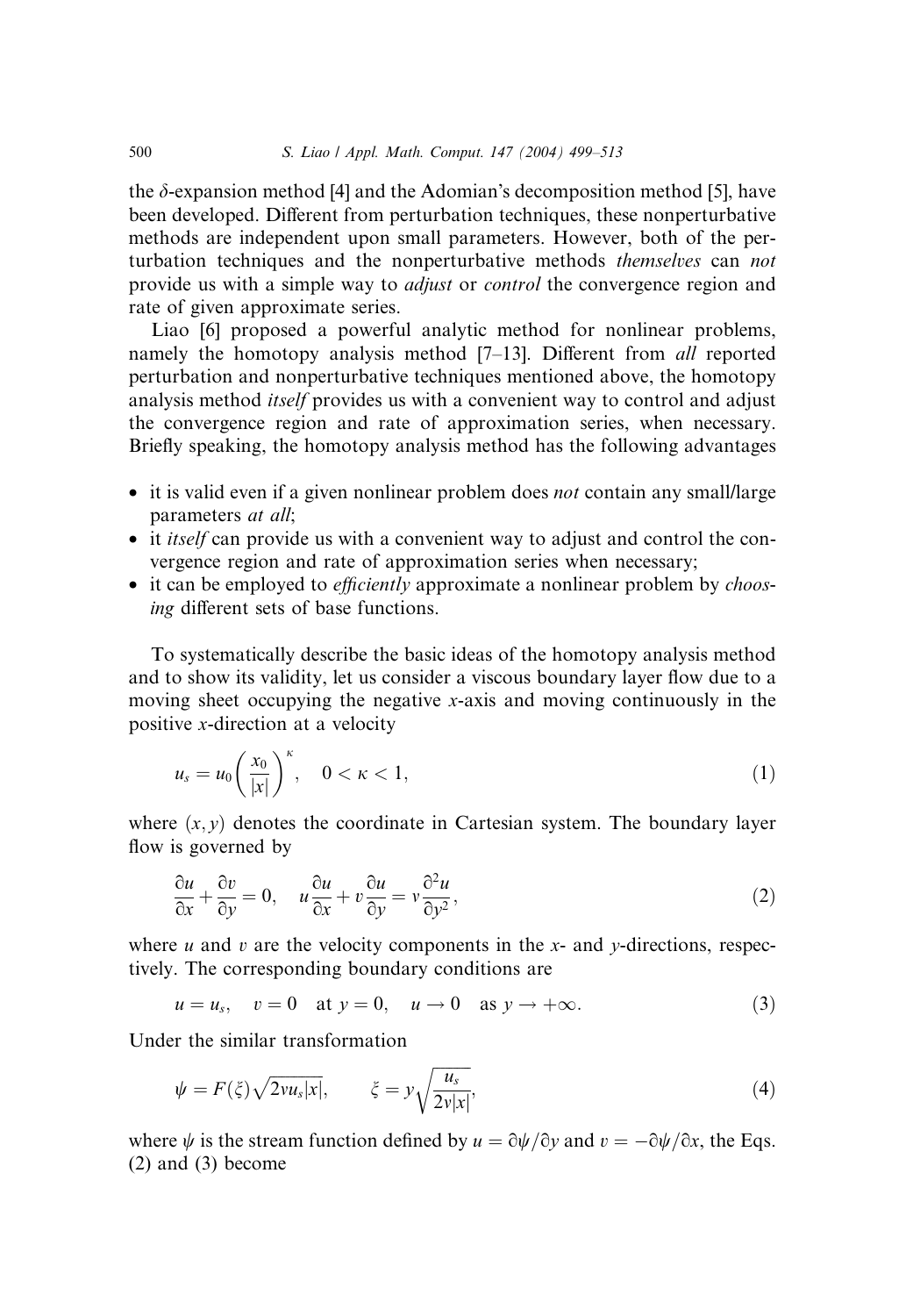the $\delta$-expansion method [4] and the Adomian's decomposition method [5], have been developed. Different from perturbation techniques, these nonperturbative methods are independent upon small parameters. However, both of the perturbation techniques and the nonperturbative methods *themselves* can *not* provide us with a simple way to *adjust* or *control* the convergence region and rate of given approximate series.

Liao [6] proposed a powerful analytic method for nonlinear problems, namely the homotopy analysis method [7–13]. Different from *all* reported perturbation and nonperturbative techniques mentioned above, the homotopy analysis method *itself* provides us with a convenient way to control and adjust the convergence region and rate of approximation series, when necessary. Briefly speaking, the homotopy analysis method has the following advantages

- it is valid even if a given nonlinear problem does *not* contain any small/large parameters *at all*;
- it *itself* can provide us with a convenient way to adjust and control the convergence region and rate of approximation series when necessary;
- it can be employed to *efficiently* approximate a nonlinear problem by *choosing* different sets of base functions.

To systematically describe the basic ideas of the homotopy analysis method and to show its validity, let us consider a viscous boundary layer flow due to a moving sheet occupying the negative $x$-axis and moving continuously in the positive $x$-direction at a velocity

$$u_s = u_0\left(\frac{x_0}{|x|}\right)^{\kappa}, \quad 0 < \kappa < 1, \tag{1}$$

where $(x, y)$ denotes the coordinate in Cartesian system. The boundary layer flow is governed by

$$\frac{\partial u}{\partial x} + \frac{\partial v}{\partial y} = 0, \quad u\frac{\partial u}{\partial x} + v\frac{\partial u}{\partial y} = v\frac{\partial^2 u}{\partial y^2}, \tag{2}$$

where $u$ and $v$ are the velocity components in the $x$- and $y$-directions, respectively. The corresponding boundary conditions are

$$u = u_s, \quad v = 0 \quad \text{at } y = 0, \quad u \to 0 \quad \text{as } y \to +\infty. \tag{3}$$

Under the similar transformation

$$\psi = F(\xi)\sqrt{2vu_s|x|}, \qquad \xi = y\sqrt{\frac{u_s}{2v|x|}}, \tag{4}$$

where $\psi$ is the stream function defined by $u = \partial\psi/\partial y$ and $v = -\partial\psi/\partial x$, the Eqs. (2) and (3) become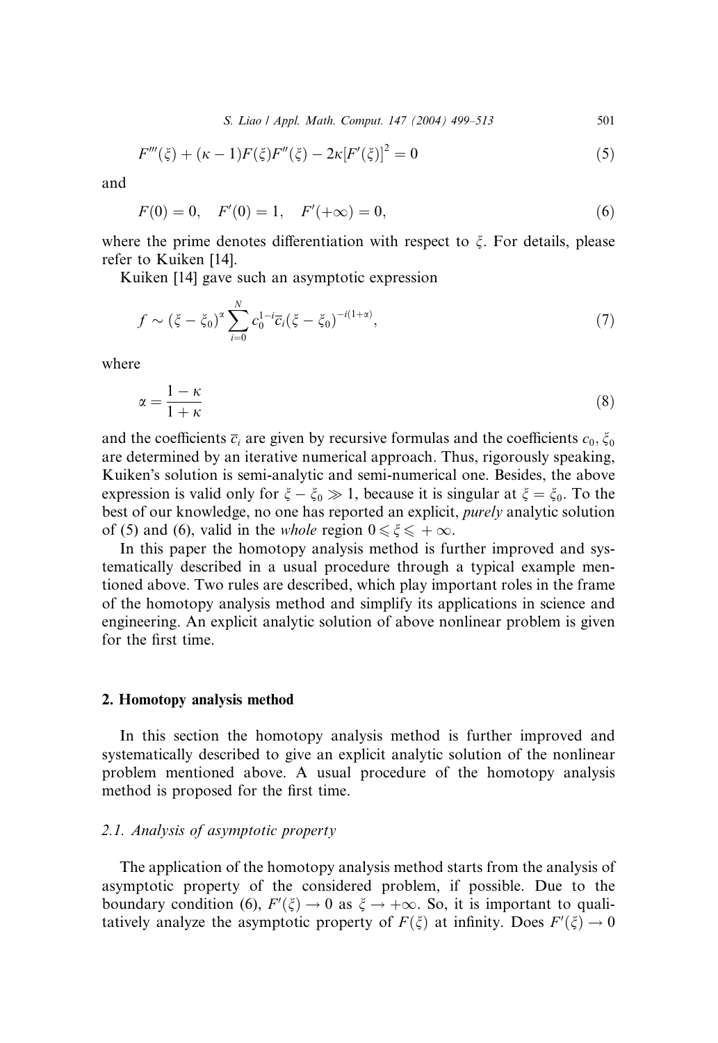$$F'''(\xi) + (\kappa - 1)F(\xi)F''(\xi) - 2\kappa[F'(\xi)]^2 = 0 \tag{5}$$

and

$$F(0) = 0, \quad F'(0) = 1, \quad F'(+\infty) = 0, \tag{6}$$

where the prime denotes differentiation with respect to $\xi$. For details, please refer to Kuiken [14].

Kuiken [14] gave such an asymptotic expression

$$f \sim (\xi - \xi_0)^{\alpha} \sum_{i=0}^{N} c_0^{1-i} \overline{c}_i (\xi - \xi_0)^{-i(1+\alpha)}, \tag{7}$$

where

$$\alpha = \frac{1 - \kappa}{1 + \kappa} \tag{8}$$

and the coefficients $\overline{c}_i$ are given by recursive formulas and the coefficients $c_0, \xi_0$ are determined by an iterative numerical approach. Thus, rigorously speaking, Kuiken's solution is semi-analytic and semi-numerical one. Besides, the above expression is valid only for $\xi - \xi_0 \gg 1$, because it is singular at $\xi = \xi_0$. To the best of our knowledge, no one has reported an explicit, *purely* analytic solution of (5) and (6), valid in the *whole* region $0 \leqslant \xi \leqslant +\infty$.

In this paper the homotopy analysis method is further improved and systematically described in a usual procedure through a typical example mentioned above. Two rules are described, which play important roles in the frame of the homotopy analysis method and simplify its applications in science and engineering. An explicit analytic solution of above nonlinear problem is given for the first time.

## 2. Homotopy analysis method

In this section the homotopy analysis method is further improved and systematically described to give an explicit analytic solution of the nonlinear problem mentioned above. A usual procedure of the homotopy analysis method is proposed for the first time.

### 2.1. Analysis of asymptotic property

The application of the homotopy analysis method starts from the analysis of asymptotic property of the considered problem, if possible. Due to the boundary condition (6), $F'(\xi) \to 0$ as $\xi \to +\infty$. So, it is important to qualitatively analyze the asymptotic property of $F(\xi)$ at infinity. Does $F'(\xi) \to 0$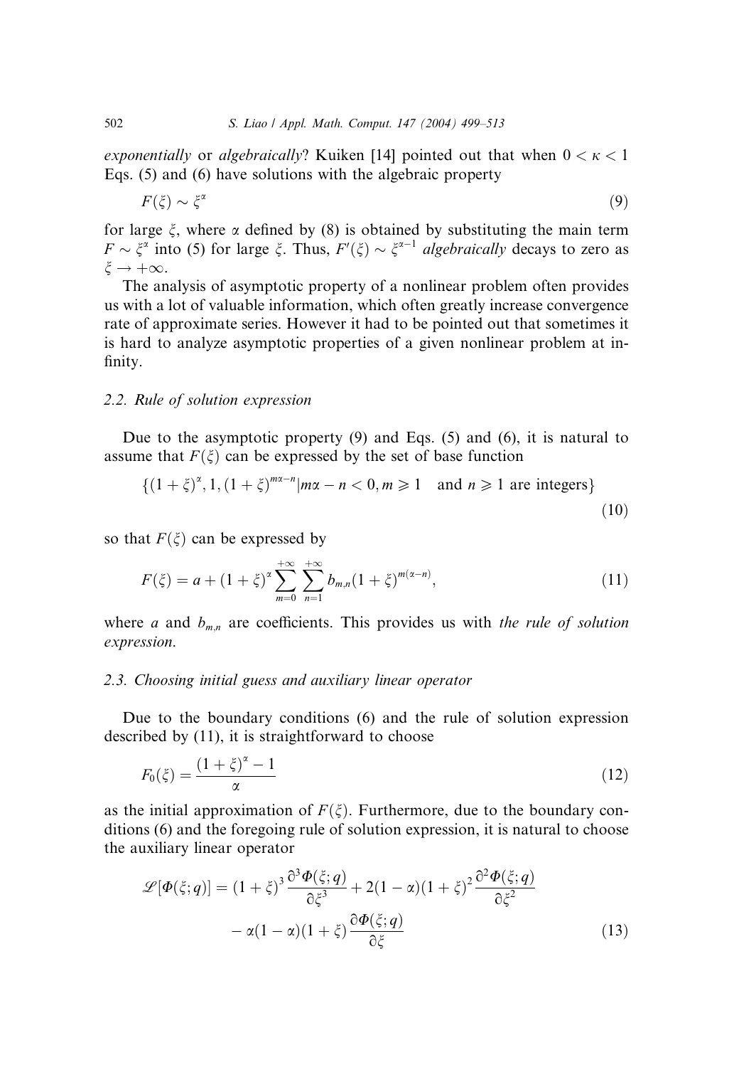*exponentially* or *algebraically*? Kuiken [14] pointed out that when $0 < \kappa < 1$ Eqs. (5) and (6) have solutions with the algebraic property

$$F(\xi) \sim \xi^{\alpha} \tag{9}$$

for large $\xi$, where $\alpha$ defined by (8) is obtained by substituting the main term $F \sim \xi^{\alpha}$ into (5) for large $\xi$. Thus, $F'(\xi) \sim \xi^{\alpha-1}$ *algebraically* decays to zero as $\xi \to +\infty$.

The analysis of asymptotic property of a nonlinear problem often provides us with a lot of valuable information, which often greatly increase convergence rate of approximate series. However it had to be pointed out that sometimes it is hard to analyze asymptotic properties of a given nonlinear problem at infinity.

### 2.2. Rule of solution expression

Due to the asymptotic property (9) and Eqs. (5) and (6), it is natural to assume that $F(\xi)$ can be expressed by the set of base function

$$\{(1+\xi)^{\alpha}, 1, (1+\xi)^{m\alpha-n} | m\alpha - n < 0, m \geqslant 1 \quad \text{and } n \geqslant 1 \text{ are integers}\} \tag{10}$$

so that $F(\xi)$ can be expressed by

$$F(\xi) = a + (1+\xi)^{\alpha} \sum_{m=0}^{+\infty} \sum_{n=1}^{+\infty} b_{m,n} (1+\xi)^{m(\alpha-n)}, \tag{11}$$

where $a$ and $b_{m,n}$ are coefficients. This provides us with *the rule of solution expression*.

### 2.3. Choosing initial guess and auxiliary linear operator

Due to the boundary conditions (6) and the rule of solution expression described by (11), it is straightforward to choose

$$F_0(\xi) = \frac{(1+\xi)^{\alpha} - 1}{\alpha} \tag{12}$$

as the initial approximation of $F(\xi)$. Furthermore, due to the boundary conditions (6) and the foregoing rule of solution expression, it is natural to choose the auxiliary linear operator

$$\mathscr{L}[\Phi(\xi;q)] = (1+\xi)^3 \frac{\partial^3 \Phi(\xi;q)}{\partial \xi^3} + 2(1-\alpha)(1+\xi)^2 \frac{\partial^2 \Phi(\xi;q)}{\partial \xi^2} - \alpha(1-\alpha)(1+\xi) \frac{\partial \Phi(\xi;q)}{\partial \xi} \tag{13}$$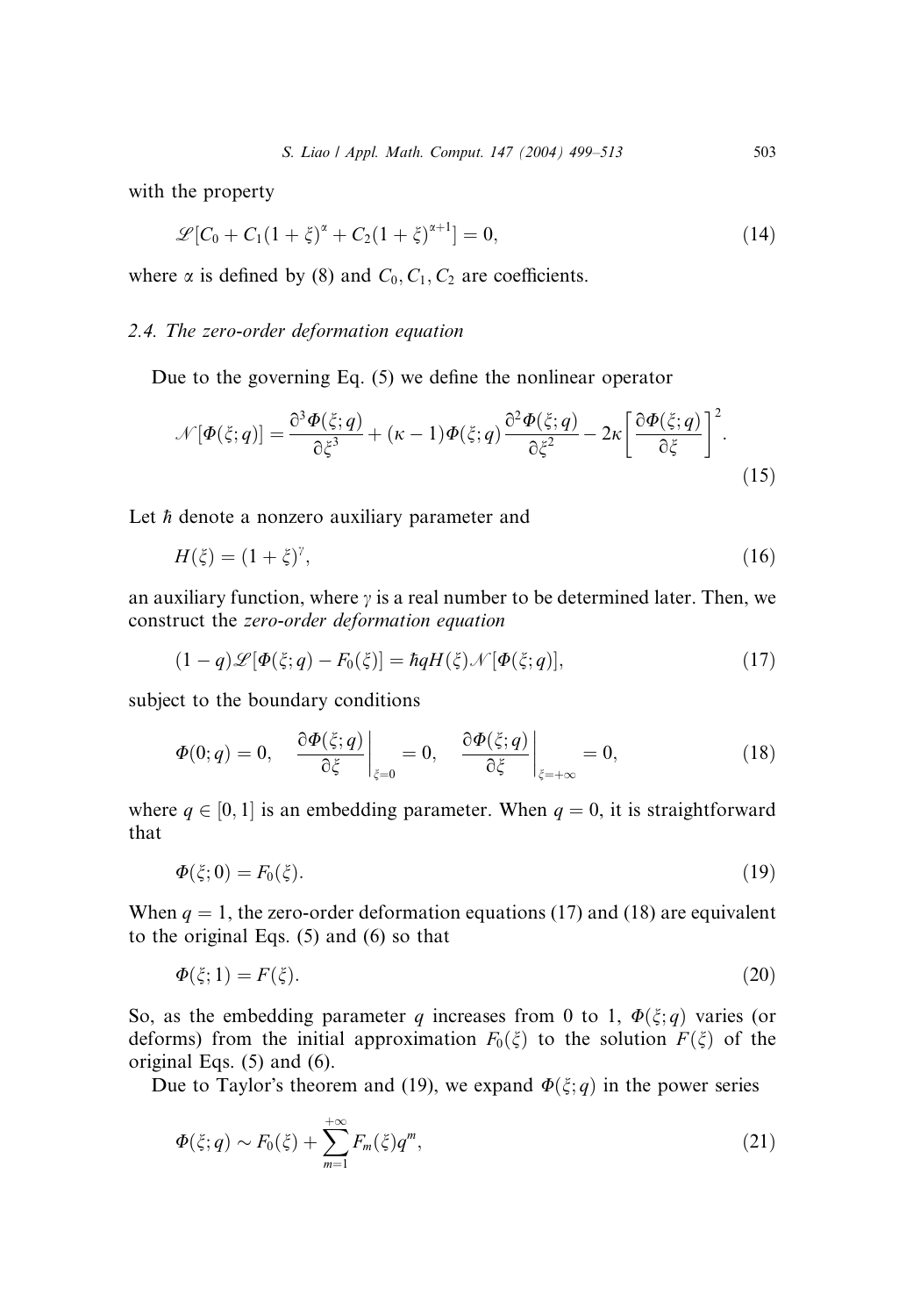with the property

$$\mathscr{L}[C_0 + C_1(1+\xi)^{\alpha} + C_2(1+\xi)^{\alpha+1}] = 0, \tag{14}$$

where $\alpha$ is defined by (8) and $C_0, C_1, C_2$ are coefficients.

### 2.4. The zero-order deformation equation

Due to the governing Eq. (5) we define the nonlinear operator

$$\mathscr{N}[\Phi(\xi;q)] = \frac{\partial^3 \Phi(\xi;q)}{\partial \xi^3} + (\kappa - 1)\Phi(\xi;q)\frac{\partial^2 \Phi(\xi;q)}{\partial \xi^2} - 2\kappa\left[\frac{\partial \Phi(\xi;q)}{\partial \xi}\right]^2. \tag{15}$$

Let $\hbar$ denote a nonzero auxiliary parameter and

$$H(\xi) = (1+\xi)^{\gamma}, \tag{16}$$

an auxiliary function, where $\gamma$ is a real number to be determined later. Then, we construct the *zero-order deformation equation*

$$(1-q)\mathscr{L}[\Phi(\xi;q) - F_0(\xi)] = \hbar q H(\xi)\mathscr{N}[\Phi(\xi;q)], \tag{17}$$

subject to the boundary conditions

$$\Phi(0;q) = 0, \quad \left.\frac{\partial \Phi(\xi;q)}{\partial \xi}\right|_{\xi=0} = 0, \quad \left.\frac{\partial \Phi(\xi;q)}{\partial \xi}\right|_{\xi=+\infty} = 0, \tag{18}$$

where $q \in [0,1]$ is an embedding parameter. When $q = 0$, it is straightforward that

$$\Phi(\xi;0) = F_0(\xi). \tag{19}$$

When $q = 1$, the zero-order deformation equations (17) and (18) are equivalent to the original Eqs. (5) and (6) so that

$$\Phi(\xi;1) = F(\xi). \tag{20}$$

So, as the embedding parameter $q$ increases from 0 to 1, $\Phi(\xi;q)$ varies (or deforms) from the initial approximation $F_0(\xi)$ to the solution $F(\xi)$ of the original Eqs. (5) and (6).

Due to Taylor's theorem and (19), we expand $\Phi(\xi;q)$ in the power series

$$\Phi(\xi;q) \sim F_0(\xi) + \sum_{m=1}^{+\infty} F_m(\xi) q^m, \tag{21}$$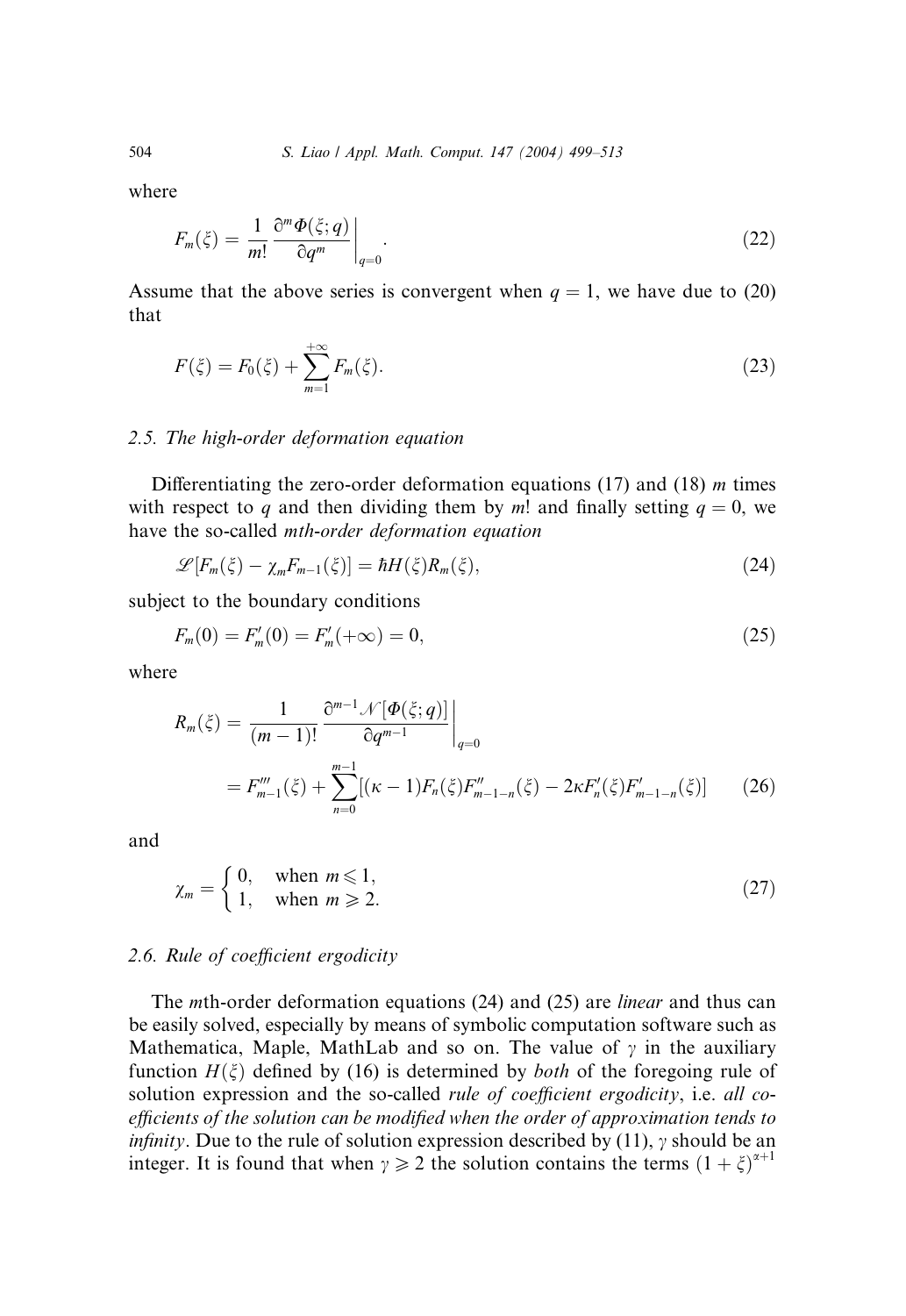where

$$F_m(\xi) = \frac{1}{m!} \frac{\partial^m \Phi(\xi; q)}{\partial q^m}\bigg|_{q=0}. \tag{22}$$

Assume that the above series is convergent when $q = 1$, we have due to (20) that

$$F(\xi) = F_0(\xi) + \sum_{m=1}^{+\infty} F_m(\xi). \tag{23}$$

### 2.5. The high-order deformation equation

Differentiating the zero-order deformation equations (17) and (18) $m$ times with respect to $q$ and then dividing them by $m!$ and finally setting $q = 0$, we have the so-called *mth-order deformation equation*

$$\mathscr{L}[F_m(\xi) - \chi_m F_{m-1}(\xi)] = \hbar H(\xi) R_m(\xi), \tag{24}$$

subject to the boundary conditions

$$F_m(0) = F_m'(0) = F_m'(+\infty) = 0, \tag{25}$$

where

$$\begin{aligned} R_m(\xi) &= \frac{1}{(m-1)!} \frac{\partial^{m-1} \mathscr{N}[\Phi(\xi; q)]}{\partial q^{m-1}}\bigg|_{q=0} \\ &= F_{m-1}'''(\xi) + \sum_{n=0}^{m-1} [(\kappa - 1) F_n(\xi) F_{m-1-n}''(\xi) - 2\kappa F_n'(\xi) F_{m-1-n}'(\xi)] \end{aligned} \tag{26}$$

and

$$\chi_m = \begin{cases} 0, & \text{when } m \leqslant 1, \\ 1, & \text{when } m \geqslant 2. \end{cases} \tag{27}$$

### 2.6. Rule of coefficient ergodicity

The $m$th-order deformation equations (24) and (25) are *linear* and thus can be easily solved, especially by means of symbolic computation software such as Mathematica, Maple, MathLab and so on. The value of $\gamma$ in the auxiliary function $H(\xi)$ defined by (16) is determined by *both* of the foregoing rule of solution expression and the so-called *rule of coefficient ergodicity*, i.e. *all coefficients of the solution can be modified when the order of approximation tends to infinity*. Due to the rule of solution expression described by (11), $\gamma$ should be an integer. It is found that when $\gamma \geqslant 2$ the solution contains the terms $(1 + \xi)^{\alpha+1}$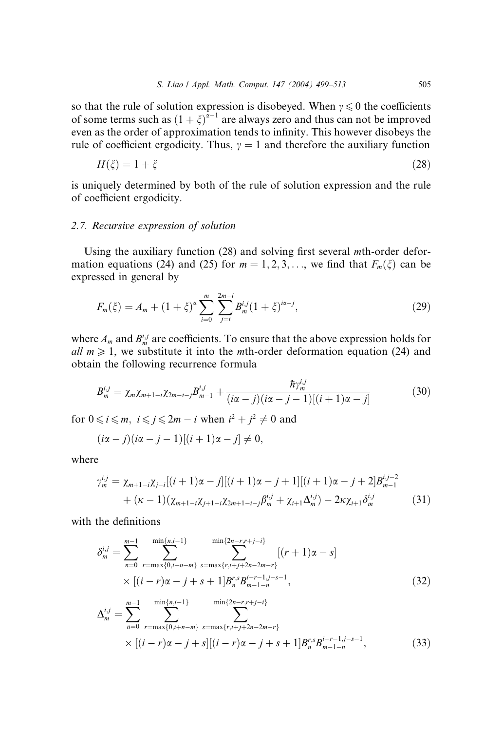so that the rule of solution expression is disobeyed. When $\gamma \leqslant 0$ the coefficients of some terms such as $(1+\xi)^{\alpha-1}$ are always zero and thus can not be improved even as the order of approximation tends to infinity. This however disobeys the rule of coefficient ergodicity. Thus, $\gamma = 1$ and therefore the auxiliary function

$$H(\xi) = 1 + \xi \tag{28}$$

is uniquely determined by both of the rule of solution expression and the rule of coefficient ergodicity.

### 2.7. Recursive expression of solution

Using the auxiliary function (28) and solving first several $m$th-order deformation equations (24) and (25) for $m = 1, 2, 3, \ldots$, we find that $F_m(\xi)$ can be expressed in general by

$$F_m(\xi) = A_m + (1+\xi)^{\alpha} \sum_{i=0}^{m} \sum_{j=i}^{2m-i} B_m^{i,j} (1+\xi)^{i\alpha - j}, \tag{29}$$

where $A_m$ and $B_m^{i,j}$ are coefficients. To ensure that the above expression holds for *all* $m \geqslant 1$, we substitute it into the $m$th-order deformation equation (24) and obtain the following recurrence formula

$$B_m^{i,j} = \chi_m \chi_{m+1-i} \chi_{2m-i-j} B_{m-1}^{i,j} + \frac{\hbar \gamma_m^{i,j}}{(i\alpha - j)(i\alpha - j - 1)[(i+1)\alpha - j]} \tag{30}$$

for $0 \leqslant i \leqslant m,\ i \leqslant j \leqslant 2m - i$ when $i^2 + j^2 \neq 0$ and

$$(i\alpha - j)(i\alpha - j - 1)[(i+1)\alpha - j] \neq 0,$$

where

$$\begin{aligned} \gamma_m^{i,j} = {} & \chi_{m+1-i} \chi_{j-i} [(i+1)\alpha - j][(i+1)\alpha - j + 1][(i+1)\alpha - j + 2] B_{m-1}^{i,j-2} \\ & + (\kappa - 1)(\chi_{m+1-i} \chi_{j+1-i} \chi_{2m+1-i-j} \beta_m^{i,j} + \chi_{i+1} \Delta_m^{i,j}) - 2\kappa \chi_{i+1} \delta_m^{i,j} \end{aligned} \tag{31}$$

with the definitions

$$\begin{aligned} \delta_m^{i,j} = {} & \sum_{n=0}^{m-1} \sum_{r=\max\{0,i+n-m\}}^{\min\{n,i-1\}} \sum_{s=\max\{r,i+j+2n-2m-r\}}^{\min\{2n-r,r+j-i\}} [(r+1)\alpha - s] \\ & \times [(i-r)\alpha - j + s + 1] B_n^{r,s} B_{m-1-n}^{i-r-1,j-s-1}, \end{aligned} \tag{32}$$

$$\begin{aligned} \Delta_m^{i,j} = {} & \sum_{n=0}^{m-1} \sum_{r=\max\{0,i+n-m\}}^{\min\{n,i-1\}} \sum_{s=\max\{r,i+j+2n-2m-r\}}^{\min\{2n-r,r+j-i\}} \\ & \times [(i-r)\alpha - j + s][(i-r)\alpha - j + s + 1] B_n^{r,s} B_{m-1-n}^{i-r-1,j-s-1}, \end{aligned} \tag{33}$$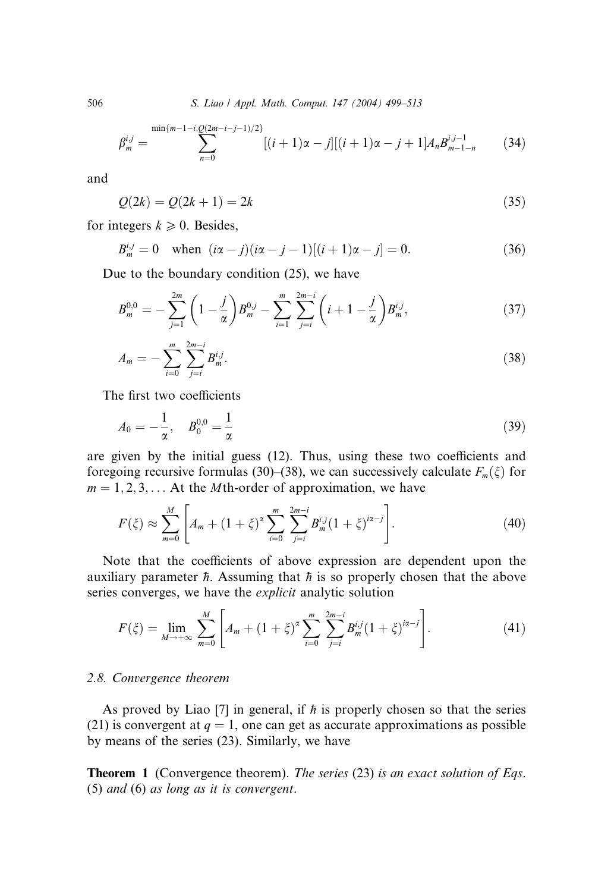$$\beta_m^{i,j} = \sum_{n=0}^{\min\{m-1-i, Q(2m-i-j-1)/2\}} [(i+1)\alpha - j][(i+1)\alpha - j + 1] A_n B_{m-1-n}^{i,j-1} \tag{34}$$

and

$$Q(2k) = Q(2k+1) = 2k \tag{35}$$

for integers $k \geqslant 0$. Besides,

$$B_m^{i,j} = 0 \quad \text{when} \quad (i\alpha - j)(i\alpha - j - 1)[(i+1)\alpha - j] = 0. \tag{36}$$

Due to the boundary condition (25), we have

$$B_m^{0,0} = -\sum_{j=1}^{2m} \left(1 - \frac{j}{\alpha}\right) B_m^{0,j} - \sum_{i=1}^{m} \sum_{j=i}^{2m-i} \left(i + 1 - \frac{j}{\alpha}\right) B_m^{i,j}, \tag{37}$$

$$A_m = -\sum_{i=0}^{m} \sum_{j=i}^{2m-i} B_m^{i,j}. \tag{38}$$

The first two coefficients

$$A_0 = -\frac{1}{\alpha}, \quad B_0^{0,0} = \frac{1}{\alpha} \tag{39}$$

are given by the initial guess (12). Thus, using these two coefficients and foregoing recursive formulas (30)–(38), we can successively calculate $F_m(\xi)$ for $m = 1, 2, 3, \ldots$ At the $M$th-order of approximation, we have

$$F(\xi) \approx \sum_{m=0}^{M} \left[ A_m + (1+\xi)^{\alpha} \sum_{i=0}^{m} \sum_{j=i}^{2m-i} B_m^{i,j} (1+\xi)^{i\alpha - j} \right]. \tag{40}$$

Note that the coefficients of above expression are dependent upon the auxiliary parameter $\hbar$. Assuming that $\hbar$ is so properly chosen that the above series converges, we have the *explicit* analytic solution

$$F(\xi) = \lim_{M \to +\infty} \sum_{m=0}^{M} \left[ A_m + (1+\xi)^{\alpha} \sum_{i=0}^{m} \sum_{j=i}^{2m-i} B_m^{i,j} (1+\xi)^{i\alpha - j} \right]. \tag{41}$$

### 2.8. Convergence theorem

As proved by Liao [7] in general, if $\hbar$ is properly chosen so that the series (21) is convergent at $q = 1$, one can get as accurate approximations as possible by means of the series (23). Similarly, we have

**Theorem 1** (Convergence theorem). *The series* (23) *is an exact solution of Eqs.* (5) *and* (6) *as long as it is convergent*.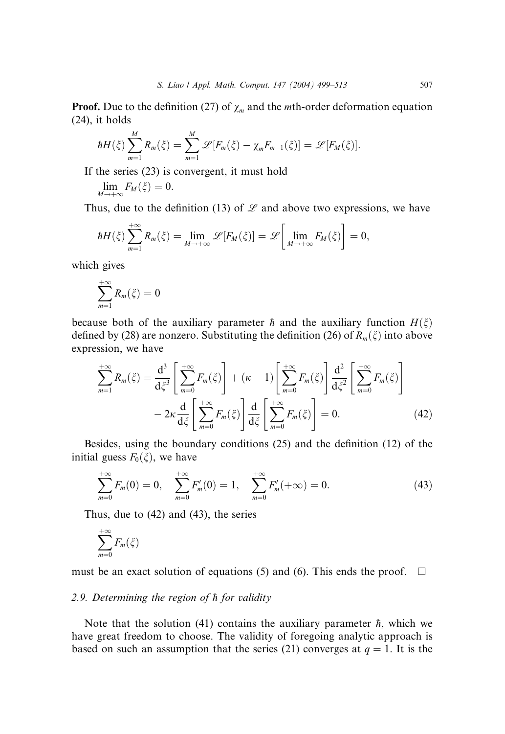**Proof.** Due to the definition (27) of $\chi_m$ and the $m$th-order deformation equation (24), it holds

$$\hbar H(\xi)\sum_{m=1}^{M} R_m(\xi) = \sum_{m=1}^{M} \mathscr{L}[F_m(\xi) - \chi_m F_{m-1}(\xi)] = \mathscr{L}[F_M(\xi)].$$

If the series (23) is convergent, it must hold

$$\lim_{M\to+\infty} F_M(\xi) = 0.$$

Thus, due to the definition (13) of $\mathscr{L}$ and above two expressions, we have

$$\hbar H(\xi)\sum_{m=1}^{+\infty} R_m(\xi) = \lim_{M\to+\infty} \mathscr{L}[F_M(\xi)] = \mathscr{L}\left[\lim_{M\to+\infty} F_M(\xi)\right] = 0,$$

which gives

$$\sum_{m=1}^{+\infty} R_m(\xi) = 0$$

because both of the auxiliary parameter $\hbar$ and the auxiliary function $H(\xi)$ defined by (28) are nonzero. Substituting the definition (26) of $R_m(\xi)$ into above expression, we have

$$\sum_{m=1}^{+\infty} R_m(\xi) = \frac{\mathrm{d}^3}{\mathrm{d}\xi^3}\left[\sum_{m=0}^{+\infty} F_m(\xi)\right] + (\kappa - 1)\left[\sum_{m=0}^{+\infty} F_m(\xi)\right]\frac{\mathrm{d}^2}{\mathrm{d}\xi^2}\left[\sum_{m=0}^{+\infty} F_m(\xi)\right] - 2\kappa\frac{\mathrm{d}}{\mathrm{d}\xi}\left[\sum_{m=0}^{+\infty} F_m(\xi)\right]\frac{\mathrm{d}}{\mathrm{d}\xi}\left[\sum_{m=0}^{+\infty} F_m(\xi)\right] = 0. \tag{42}$$

Besides, using the boundary conditions (25) and the definition (12) of the initial guess $F_0(\xi)$, we have

$$\sum_{m=0}^{+\infty} F_m(0) = 0, \quad \sum_{m=0}^{+\infty} F'_m(0) = 1, \quad \sum_{m=0}^{+\infty} F'_m(+\infty) = 0. \tag{43}$$

Thus, due to (42) and (43), the series

$$\sum_{m=0}^{+\infty} F_m(\xi)$$

must be an exact solution of equations (5) and (6). This ends the proof. □

### *2.9. Determining the region of $\hbar$ for validity*

Note that the solution (41) contains the auxiliary parameter $\hbar$, which we have great freedom to choose. The validity of foregoing analytic approach is based on such an assumption that the series (21) converges at $q = 1$. It is the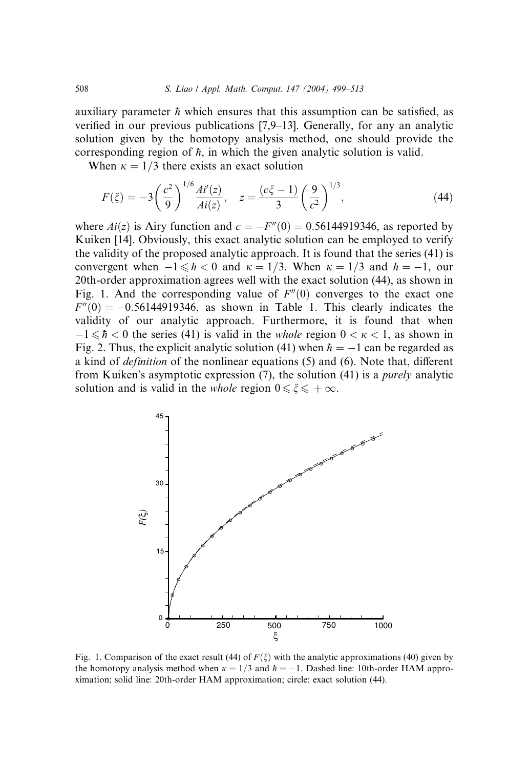auxiliary parameter $\hbar$ which ensures that this assumption can be satisfied, as verified in our previous publications [7,9–13]. Generally, for any an analytic solution given by the homotopy analysis method, one should provide the corresponding region of $\hbar$, in which the given analytic solution is valid.

When $\kappa = 1/3$ there exists an exact solution

$$F(\xi) = -3\left(\frac{c^2}{9}\right)^{1/6}\frac{Ai'(z)}{Ai(z)}, \quad z = \frac{(c\xi - 1)}{3}\left(\frac{9}{c^2}\right)^{1/3}, \tag{44}$$

where $Ai(z)$ is Airy function and $c = -F''(0) = 0.56144919346$, as reported by Kuiken [14]. Obviously, this exact analytic solution can be employed to verify the validity of the proposed analytic approach. It is found that the series (41) is convergent when $-1 \leqslant \hbar < 0$ and $\kappa = 1/3$. When $\kappa = 1/3$ and $\hbar = -1$, our 20th-order approximation agrees well with the exact solution (44), as shown in Fig. 1. And the corresponding value of $F''(0)$ converges to the exact one $F''(0) = -0.56144919346$, as shown in Table 1. This clearly indicates the validity of our analytic approach. Furthermore, it is found that when $-1 \leqslant \hbar < 0$ the series (41) is valid in the *whole* region $0 < \kappa < 1$, as shown in Fig. 2. Thus, the explicit analytic solution (41) when $\hbar = -1$ can be regarded as a kind of *definition* of the nonlinear equations (5) and (6). Note that, different from Kuiken's asymptotic expression (7), the solution (41) is a *purely* analytic solution and is valid in the *whole* region $0 \leqslant \xi \leqslant +\infty$.

Fig. 1. Comparison of the exact result (44) of $F(\xi)$ with the analytic approximations (40) given by the homotopy analysis method when $\kappa = 1/3$ and $\hbar = -1$. Dashed line: 10th-order HAM approximation; solid line: 20th-order HAM approximation; circle: exact solution (44).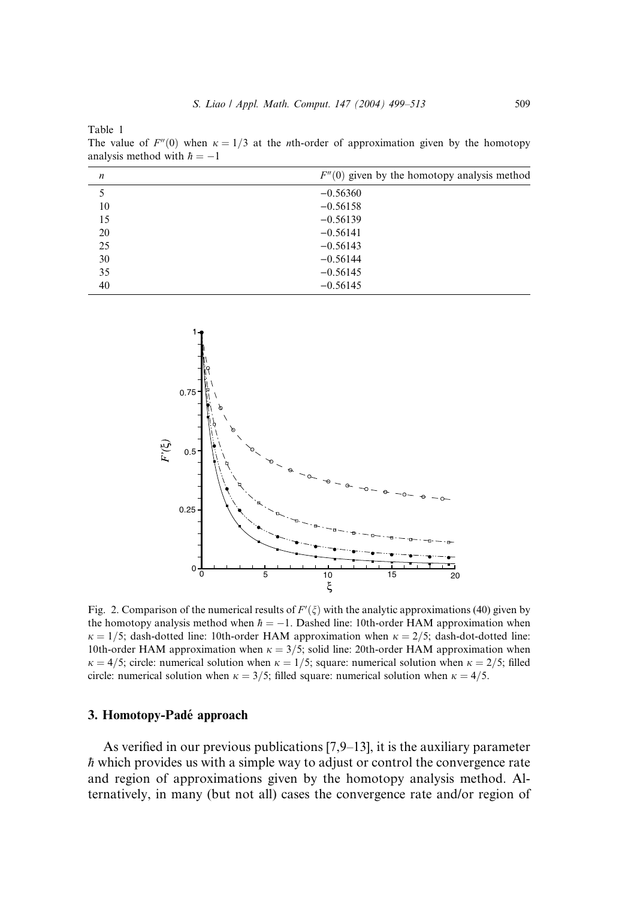Table 1
The value of $F''(0)$ when $\kappa = 1/3$ at the $n$th-order of approximation given by the homotopy analysis method with $\hbar = -1$

| $n$ | $F''(0)$ given by the homotopy analysis method |
|---|---|
| 5 | −0.56360 |
| 10 | −0.56158 |
| 15 | −0.56139 |
| 20 | −0.56141 |
| 25 | −0.56143 |
| 30 | −0.56144 |
| 35 | −0.56145 |
| 40 | −0.56145 |

Fig. 2. Comparison of the numerical results of $F'(\xi)$ with the analytic approximations (40) given by the homotopy analysis method when $\hbar = -1$. Dashed line: 10th-order HAM approximation when $\kappa = 1/5$; dash-dotted line: 10th-order HAM approximation when $\kappa = 2/5$; dash-dot-dotted line: 10th-order HAM approximation when $\kappa = 3/5$; solid line: 20th-order HAM approximation when $\kappa = 4/5$; circle: numerical solution when $\kappa = 1/5$; square: numerical solution when $\kappa = 2/5$; filled circle: numerical solution when $\kappa = 3/5$; filled square: numerical solution when $\kappa = 4/5$.

## 3. Homotopy-Padé approach

As verified in our previous publications [7,9–13], it is the auxiliary parameter $\hbar$ which provides us with a simple way to adjust or control the convergence rate and region of approximations given by the homotopy analysis method. Alternatively, in many (but not all) cases the convergence rate and/or region of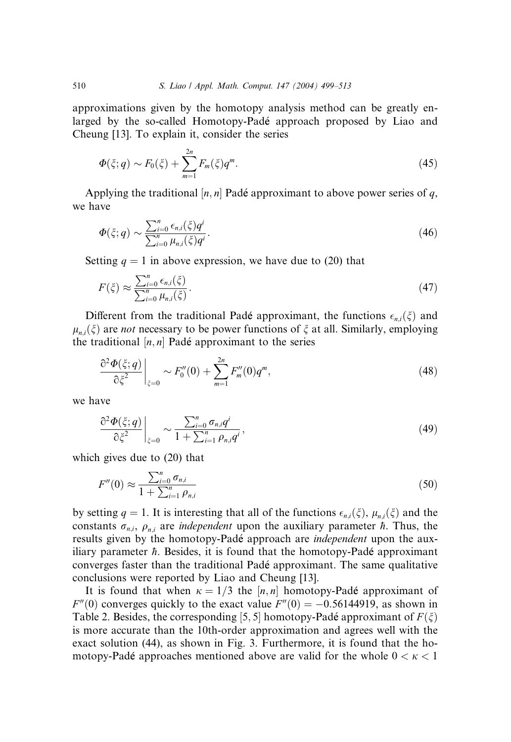approximations given by the homotopy analysis method can be greatly enlarged by the so-called Homotopy-Padé approach proposed by Liao and Cheung [13]. To explain it, consider the series

$$\Phi(\xi; q) \sim F_0(\xi) + \sum_{m=1}^{2n} F_m(\xi) q^m. \tag{45}$$

Applying the traditional $[n, n]$ Padé approximant to above power series of $q$, we have

$$\Phi(\xi; q) \sim \frac{\sum_{i=0}^{n} \epsilon_{n,i}(\xi) q^i}{\sum_{i=0}^{n} \mu_{n,i}(\xi) q^i}. \tag{46}$$

Setting $q = 1$ in above expression, we have due to (20) that

$$F(\xi) \approx \frac{\sum_{i=0}^{n} \epsilon_{n,i}(\xi)}{\sum_{i=0}^{n} \mu_{n,i}(\xi)}. \tag{47}$$

Different from the traditional Padé approximant, the functions $\epsilon_{n,i}(\xi)$ and $\mu_{n,i}(\xi)$ are *not* necessary to be power functions of $\xi$ at all. Similarly, employing the traditional $[n, n]$ Padé approximant to the series

$$\left. \frac{\partial^2 \Phi(\xi; q)}{\partial \xi^2} \right|_{\xi=0} \sim F_0''(0) + \sum_{m=1}^{2n} F_m''(0) q^m, \tag{48}$$

we have

$$\left. \frac{\partial^2 \Phi(\xi; q)}{\partial \xi^2} \right|_{\xi=0} \sim \frac{\sum_{i=0}^{n} \sigma_{n,i} q^i}{1 + \sum_{i=1}^{n} \rho_{n,i} q^i}, \tag{49}$$

which gives due to (20) that

$$F''(0) \approx \frac{\sum_{i=0}^{n} \sigma_{n,i}}{1 + \sum_{i=1}^{n} \rho_{n,i}} \tag{50}$$

by setting $q = 1$. It is interesting that all of the functions $\epsilon_{n,i}(\xi)$, $\mu_{n,i}(\xi)$ and the constants $\sigma_{n,i}$, $\rho_{n,i}$ are *independent* upon the auxiliary parameter $\hbar$. Thus, the results given by the homotopy-Padé approach are *independent* upon the auxiliary parameter $\hbar$. Besides, it is found that the homotopy-Padé approximant converges faster than the traditional Padé approximant. The same qualitative conclusions were reported by Liao and Cheung [13].

It is found that when $\kappa = 1/3$ the $[n, n]$ homotopy-Padé approximant of $F''(0)$ converges quickly to the exact value $F''(0) = -0.56144919$, as shown in Table 2. Besides, the corresponding $[5, 5]$ homotopy-Padé approximant of $F(\xi)$ is more accurate than the 10th-order approximation and agrees well with the exact solution (44), as shown in Fig. 3. Furthermore, it is found that the homotopy-Padé approaches mentioned above are valid for the whole $0 < \kappa < 1$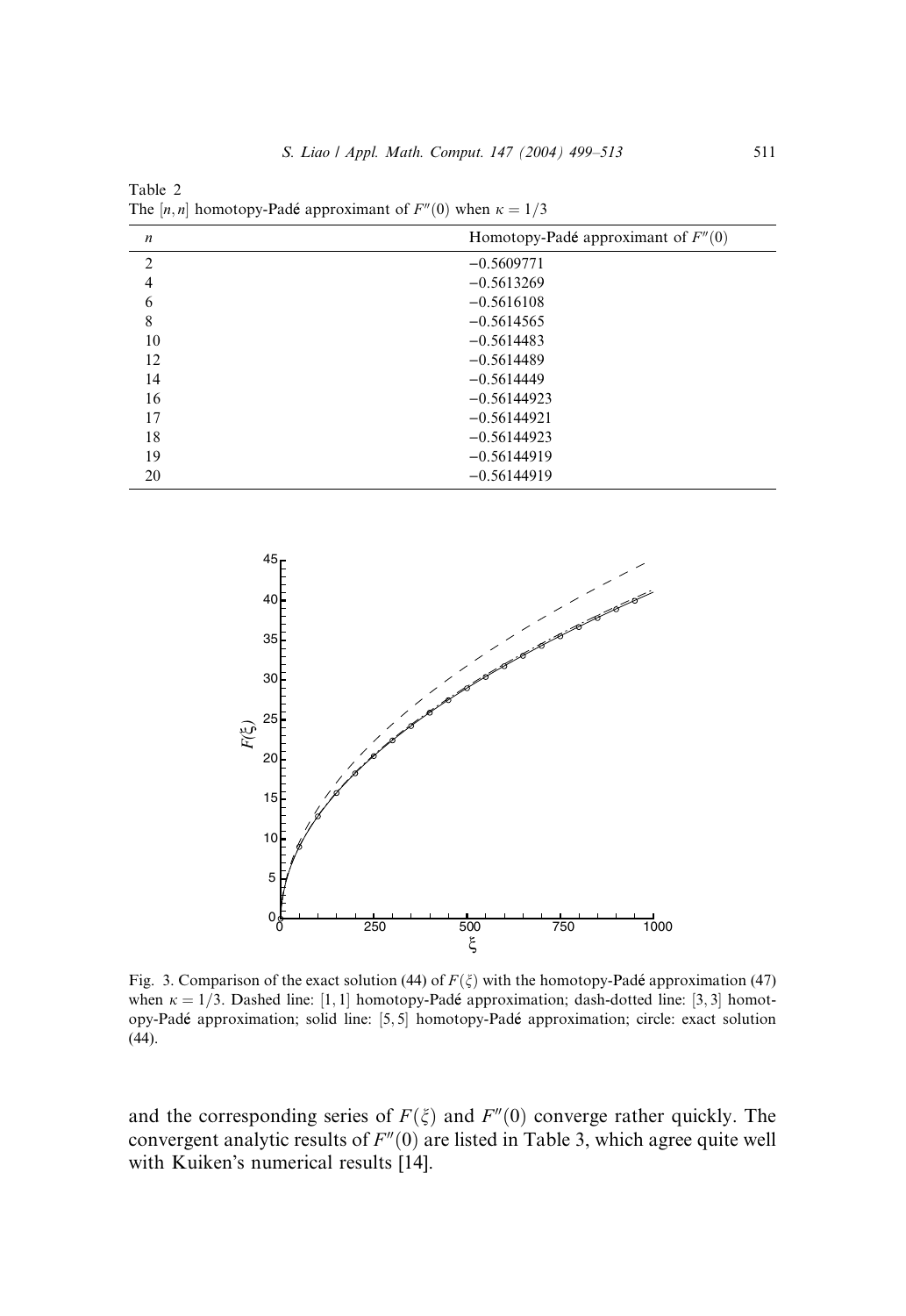Table 2
The $[n, n]$ homotopy-Padé approximant of $F''(0)$ when $\kappa = 1/3$

| $n$ | Homotopy-Padé approximant of $F''(0)$ |
| --- | --- |
| 2 | −0.5609771 |
| 4 | −0.5613269 |
| 6 | −0.5616108 |
| 8 | −0.5614565 |
| 10 | −0.5614483 |
| 12 | −0.5614489 |
| 14 | −0.5614449 |
| 16 | −0.56144923 |
| 17 | −0.56144921 |
| 18 | −0.56144923 |
| 19 | −0.56144919 |
| 20 | −0.56144919 |

Fig. 3. Comparison of the exact solution (44) of $F(\xi)$ with the homotopy-Padé approximation (47) when $\kappa = 1/3$. Dashed line: $[1, 1]$ homotopy-Padé approximation; dash-dotted line: $[3, 3]$ homotopy-Padé approximation; solid line: $[5, 5]$ homotopy-Padé approximation; circle: exact solution (44).

and the corresponding series of $F(\xi)$ and $F''(0)$ converge rather quickly. The convergent analytic results of $F''(0)$ are listed in Table 3, which agree quite well with Kuiken's numerical results [14].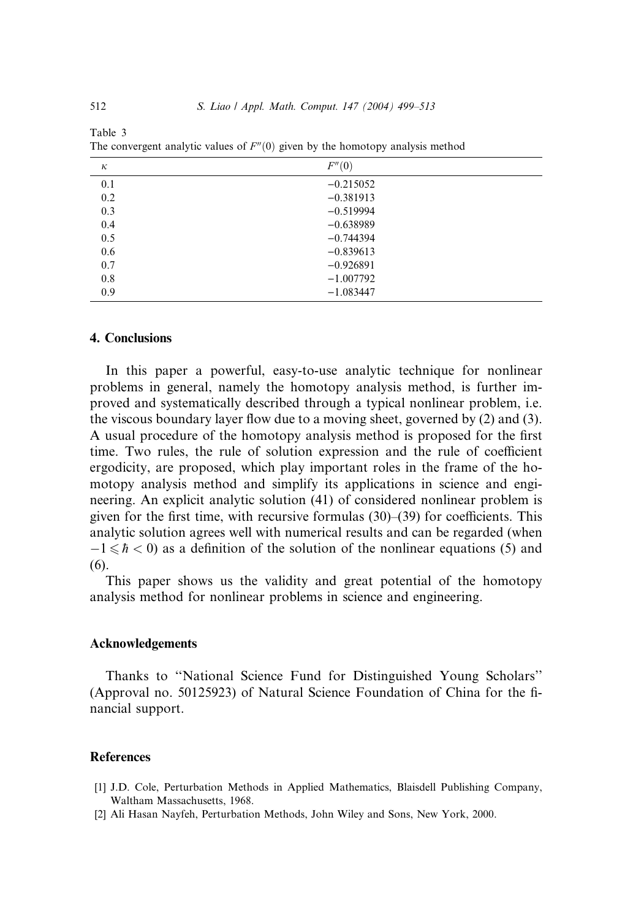Table 3
The convergent analytic values of $F''(0)$ given by the homotopy analysis method

| $\kappa$ | $F''(0)$ |
|---|---|
| 0.1 | −0.215052 |
| 0.2 | −0.381913 |
| 0.3 | −0.519994 |
| 0.4 | −0.638989 |
| 0.5 | −0.744394 |
| 0.6 | −0.839613 |
| 0.7 | −0.926891 |
| 0.8 | −1.007792 |
| 0.9 | −1.083447 |

## 4. Conclusions

In this paper a powerful, easy-to-use analytic technique for nonlinear problems in general, namely the homotopy analysis method, is further improved and systematically described through a typical nonlinear problem, i.e. the viscous boundary layer flow due to a moving sheet, governed by (2) and (3). A usual procedure of the homotopy analysis method is proposed for the first time. Two rules, the rule of solution expression and the rule of coefficient ergodicity, are proposed, which play important roles in the frame of the homotopy analysis method and simplify its applications in science and engineering. An explicit analytic solution (41) of considered nonlinear problem is given for the first time, with recursive formulas (30)–(39) for coefficients. This analytic solution agrees well with numerical results and can be regarded (when $-1 \leqslant \hbar < 0$) as a definition of the solution of the nonlinear equations (5) and (6).

This paper shows us the validity and great potential of the homotopy analysis method for nonlinear problems in science and engineering.

## Acknowledgements

Thanks to "National Science Fund for Distinguished Young Scholars" (Approval no. 50125923) of Natural Science Foundation of China for the financial support.

## References

[1] J.D. Cole, Perturbation Methods in Applied Mathematics, Blaisdell Publishing Company, Waltham Massachusetts, 1968.

[2] Ali Hasan Nayfeh, Perturbation Methods, John Wiley and Sons, New York, 2000.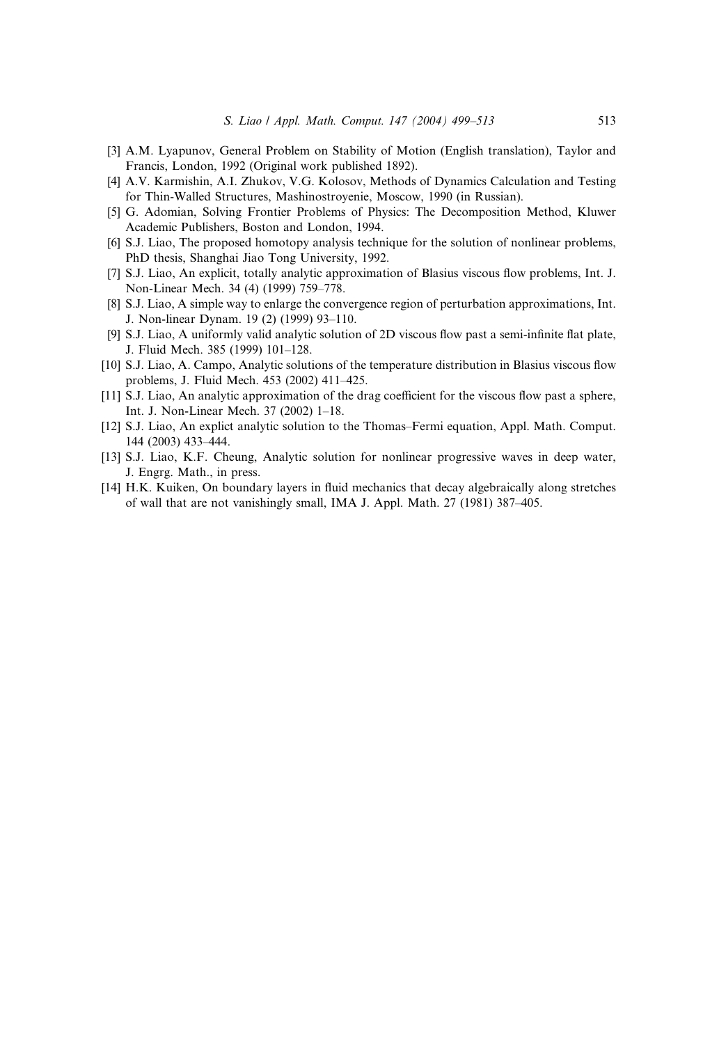[3] A.M. Lyapunov, General Problem on Stability of Motion (English translation), Taylor and Francis, London, 1992 (Original work published 1892).

[4] A.V. Karmishin, A.I. Zhukov, V.G. Kolosov, Methods of Dynamics Calculation and Testing for Thin-Walled Structures, Mashinostroyenie, Moscow, 1990 (in Russian).

[5] G. Adomian, Solving Frontier Problems of Physics: The Decomposition Method, Kluwer Academic Publishers, Boston and London, 1994.

[6] S.J. Liao, The proposed homotopy analysis technique for the solution of nonlinear problems, PhD thesis, Shanghai Jiao Tong University, 1992.

[7] S.J. Liao, An explicit, totally analytic approximation of Blasius viscous flow problems, Int. J. Non-Linear Mech. 34 (4) (1999) 759–778.

[8] S.J. Liao, A simple way to enlarge the convergence region of perturbation approximations, Int. J. Non-linear Dynam. 19 (2) (1999) 93–110.

[9] S.J. Liao, A uniformly valid analytic solution of 2D viscous flow past a semi-infinite flat plate, J. Fluid Mech. 385 (1999) 101–128.

[10] S.J. Liao, A. Campo, Analytic solutions of the temperature distribution in Blasius viscous flow problems, J. Fluid Mech. 453 (2002) 411–425.

[11] S.J. Liao, An analytic approximation of the drag coefficient for the viscous flow past a sphere, Int. J. Non-Linear Mech. 37 (2002) 1–18.

[12] S.J. Liao, An explict analytic solution to the Thomas–Fermi equation, Appl. Math. Comput. 144 (2003) 433–444.

[13] S.J. Liao, K.F. Cheung, Analytic solution for nonlinear progressive waves in deep water, J. Engrg. Math., in press.

[14] H.K. Kuiken, On boundary layers in fluid mechanics that decay algebraically along stretches of wall that are not vanishingly small, IMA J. Appl. Math. 27 (1981) 387–405.